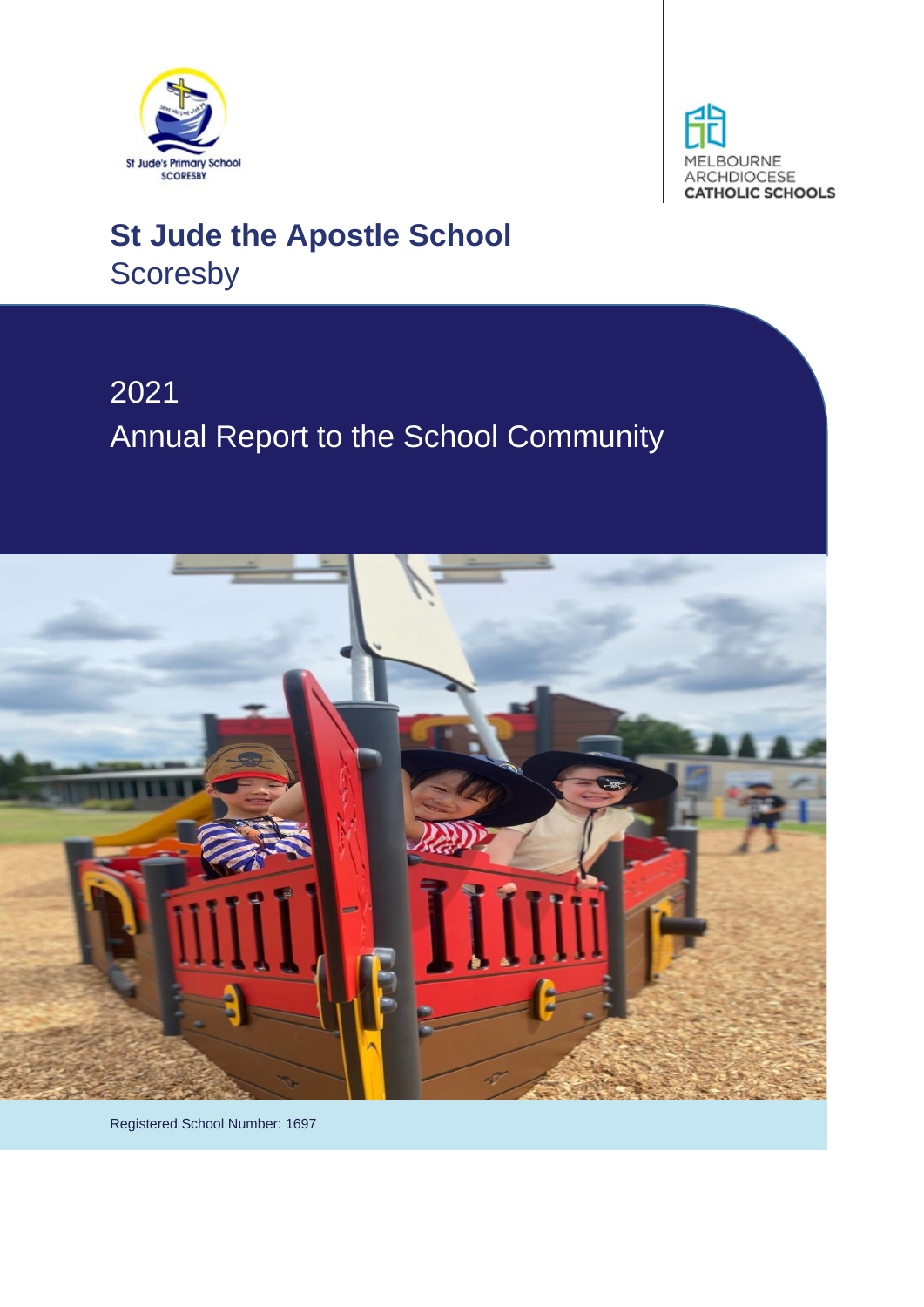St Jude's Primary School
SCORESBY

MELBOURNE
ARCHDIOCESE
CATHOLIC SCHOOLS

# St Jude the Apostle School
Scoresby

## 2021
## Annual Report to the School Community

Registered School Number: 1697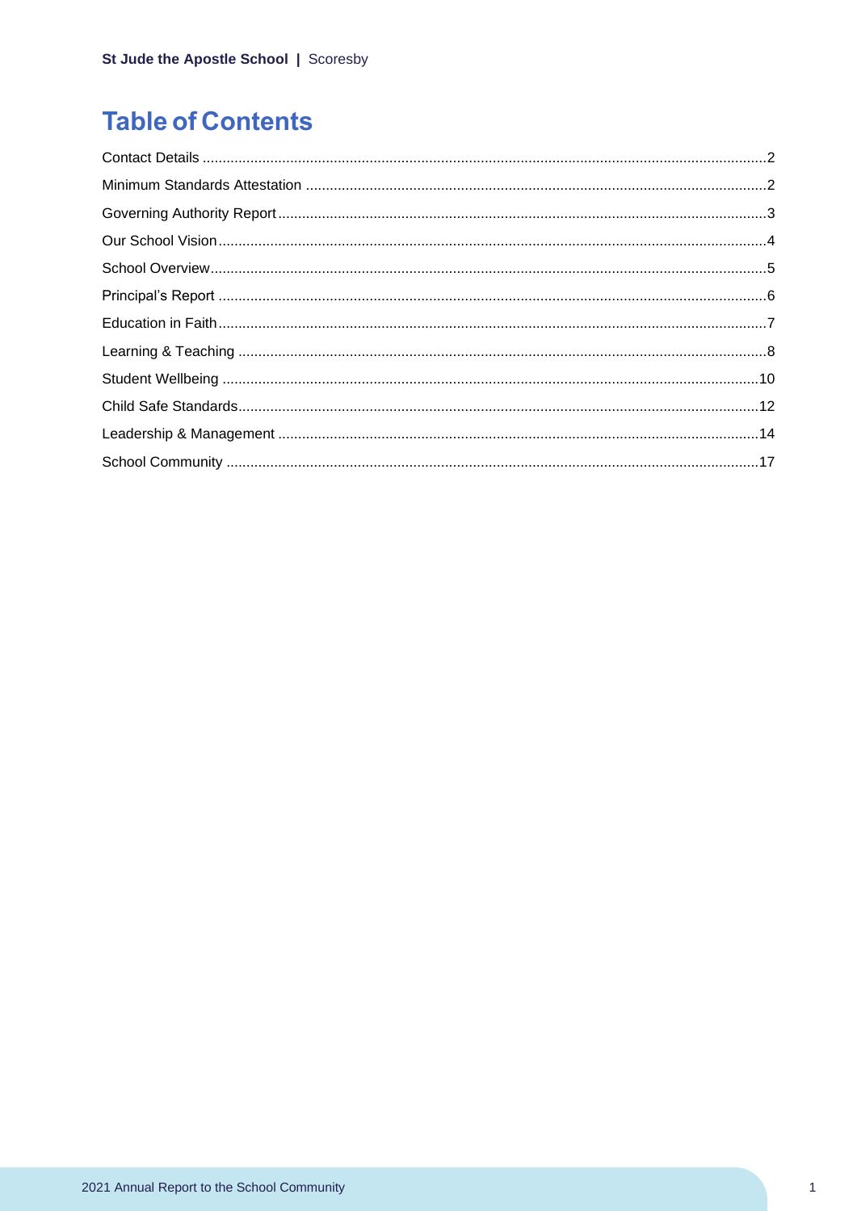# Table of Contents

Contact Details ....................................................................................................................................2

Minimum Standards Attestation ..........................................................................................................2

Governing Authority Report.................................................................................................................3

Our School Vision................................................................................................................................4

School Overview..................................................................................................................................5

Principal's Report ................................................................................................................................6

Education in Faith................................................................................................................................7

Learning & Teaching ...........................................................................................................................8

Student Wellbeing ..............................................................................................................................10

Child Safe Standards..........................................................................................................................12

Leadership & Management ................................................................................................................14

School Community .............................................................................................................................17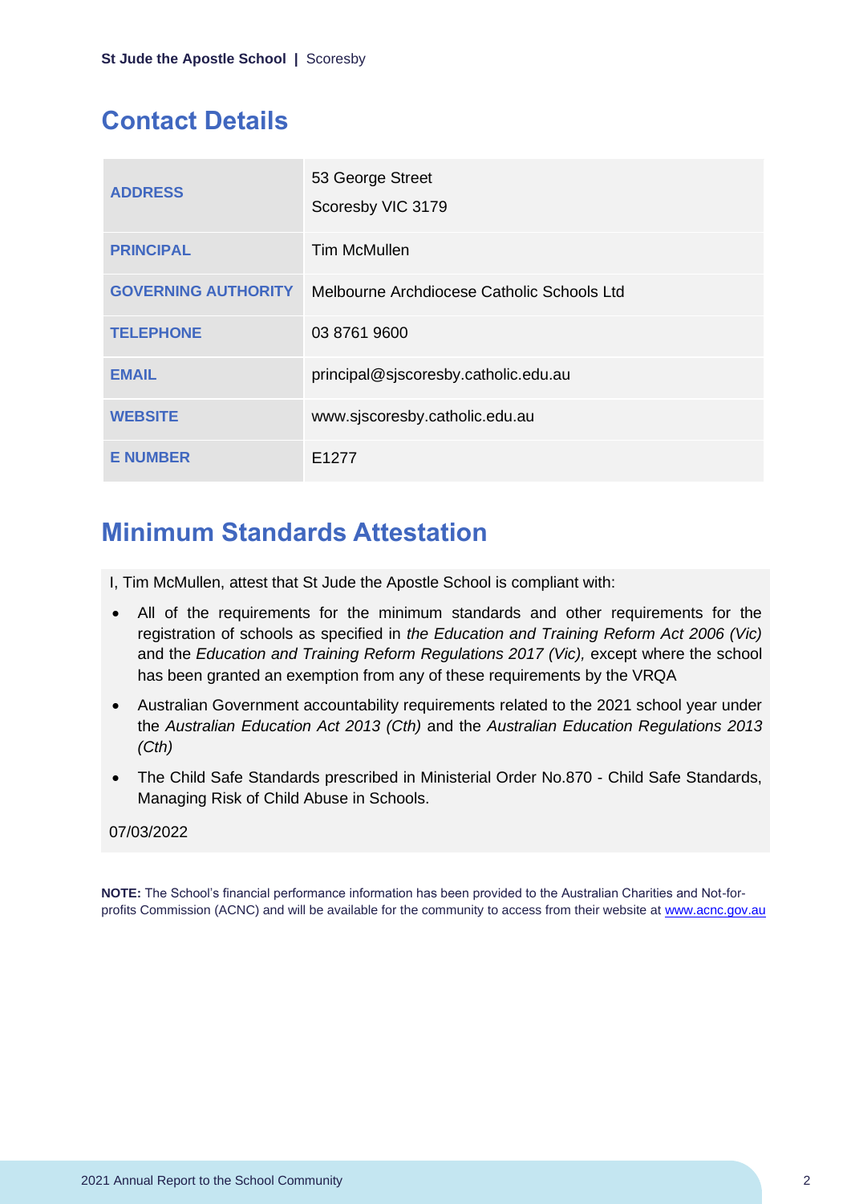## Contact Details

| | |
|---|---|
| **ADDRESS** | 53 George Street<br>Scoresby VIC 3179 |
| **PRINCIPAL** | Tim McMullen |
| **GOVERNING AUTHORITY** | Melbourne Archdiocese Catholic Schools Ltd |
| **TELEPHONE** | 03 8761 9600 |
| **EMAIL** | principal@sjscoresby.catholic.edu.au |
| **WEBSITE** | www.sjscoresby.catholic.edu.au |
| **E NUMBER** | E1277 |

## Minimum Standards Attestation

I, Tim McMullen, attest that St Jude the Apostle School is compliant with:

- All of the requirements for the minimum standards and other requirements for the registration of schools as specified in *the Education and Training Reform Act 2006 (Vic)* and the *Education and Training Reform Regulations 2017 (Vic),* except where the school has been granted an exemption from any of these requirements by the VRQA
- Australian Government accountability requirements related to the 2021 school year under the *Australian Education Act 2013 (Cth)* and the *Australian Education Regulations 2013 (Cth)*
- The Child Safe Standards prescribed in Ministerial Order No.870 - Child Safe Standards, Managing Risk of Child Abuse in Schools.

07/03/2022

**NOTE:** The School's financial performance information has been provided to the Australian Charities and Not-for-profits Commission (ACNC) and will be available for the community to access from their website at www.acnc.gov.au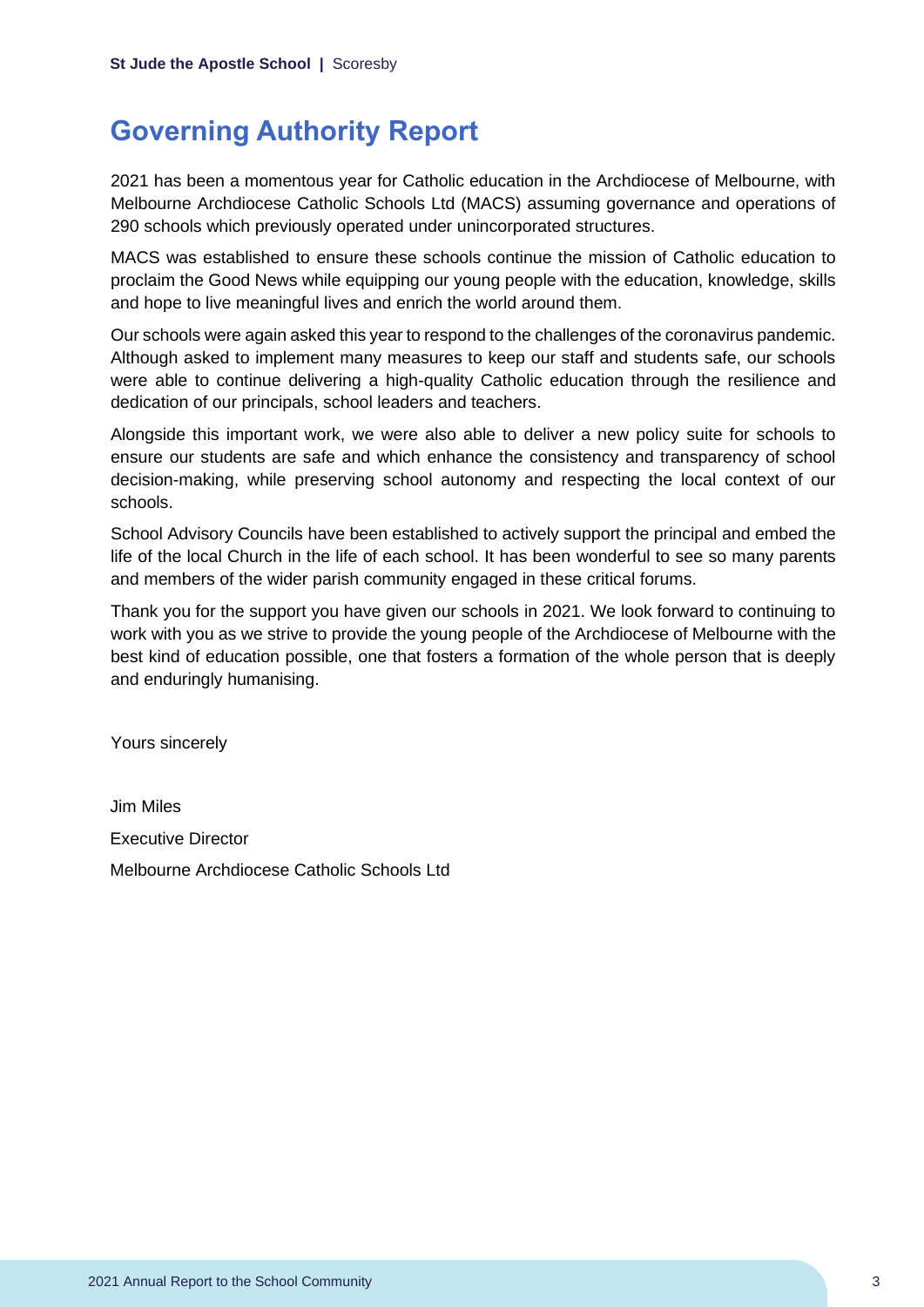# Governing Authority Report

2021 has been a momentous year for Catholic education in the Archdiocese of Melbourne, with Melbourne Archdiocese Catholic Schools Ltd (MACS) assuming governance and operations of 290 schools which previously operated under unincorporated structures.

MACS was established to ensure these schools continue the mission of Catholic education to proclaim the Good News while equipping our young people with the education, knowledge, skills and hope to live meaningful lives and enrich the world around them.

Our schools were again asked this year to respond to the challenges of the coronavirus pandemic. Although asked to implement many measures to keep our staff and students safe, our schools were able to continue delivering a high-quality Catholic education through the resilience and dedication of our principals, school leaders and teachers.

Alongside this important work, we were also able to deliver a new policy suite for schools to ensure our students are safe and which enhance the consistency and transparency of school decision-making, while preserving school autonomy and respecting the local context of our schools.

School Advisory Councils have been established to actively support the principal and embed the life of the local Church in the life of each school. It has been wonderful to see so many parents and members of the wider parish community engaged in these critical forums.

Thank you for the support you have given our schools in 2021. We look forward to continuing to work with you as we strive to provide the young people of the Archdiocese of Melbourne with the best kind of education possible, one that fosters a formation of the whole person that is deeply and enduringly humanising.

Yours sincerely

Jim Miles

Executive Director

Melbourne Archdiocese Catholic Schools Ltd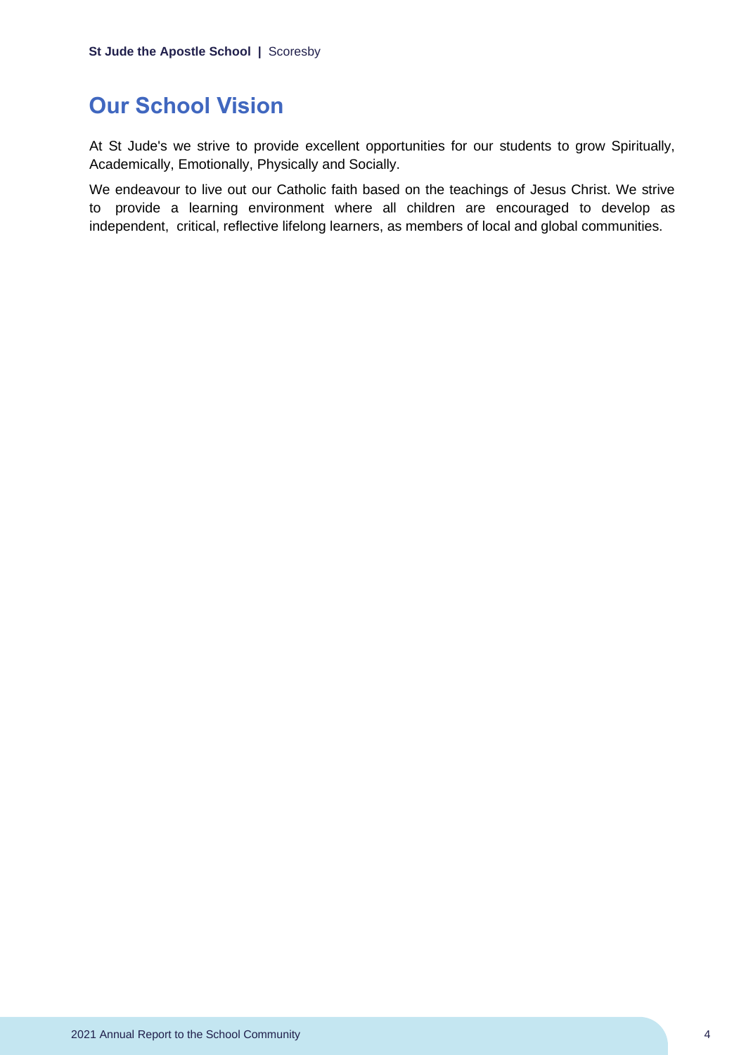## Our School Vision

At St Jude's we strive to provide excellent opportunities for our students to grow Spiritually, Academically, Emotionally, Physically and Socially.

We endeavour to live out our Catholic faith based on the teachings of Jesus Christ. We strive to provide a learning environment where all children are encouraged to develop as independent, critical, reflective lifelong learners, as members of local and global communities.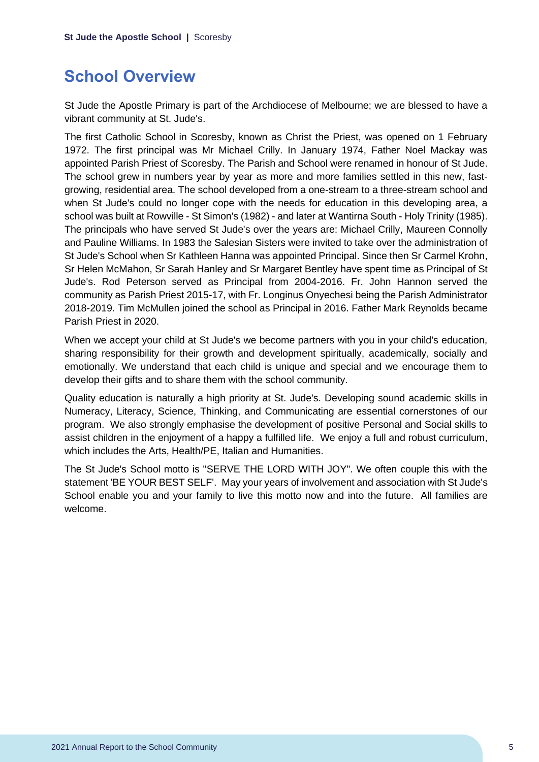## School Overview

St Jude the Apostle Primary is part of the Archdiocese of Melbourne; we are blessed to have a vibrant community at St. Jude's.

The first Catholic School in Scoresby, known as Christ the Priest, was opened on 1 February 1972. The first principal was Mr Michael Crilly. In January 1974, Father Noel Mackay was appointed Parish Priest of Scoresby. The Parish and School were renamed in honour of St Jude. The school grew in numbers year by year as more and more families settled in this new, fast-growing, residential area. The school developed from a one-stream to a three-stream school and when St Jude's could no longer cope with the needs for education in this developing area, a school was built at Rowville - St Simon's (1982) - and later at Wantirna South - Holy Trinity (1985). The principals who have served St Jude's over the years are: Michael Crilly, Maureen Connolly and Pauline Williams. In 1983 the Salesian Sisters were invited to take over the administration of St Jude's School when Sr Kathleen Hanna was appointed Principal. Since then Sr Carmel Krohn, Sr Helen McMahon, Sr Sarah Hanley and Sr Margaret Bentley have spent time as Principal of St Jude's. Rod Peterson served as Principal from 2004-2016. Fr. John Hannon served the community as Parish Priest 2015-17, with Fr. Longinus Onyechesi being the Parish Administrator 2018-2019. Tim McMullen joined the school as Principal in 2016. Father Mark Reynolds became Parish Priest in 2020.

When we accept your child at St Jude's we become partners with you in your child's education, sharing responsibility for their growth and development spiritually, academically, socially and emotionally. We understand that each child is unique and special and we encourage them to develop their gifts and to share them with the school community.

Quality education is naturally a high priority at St. Jude's. Developing sound academic skills in Numeracy, Literacy, Science, Thinking, and Communicating are essential cornerstones of our program. We also strongly emphasise the development of positive Personal and Social skills to assist children in the enjoyment of a happy a fulfilled life. We enjoy a full and robust curriculum, which includes the Arts, Health/PE, Italian and Humanities.

The St Jude's School motto is "SERVE THE LORD WITH JOY". We often couple this with the statement 'BE YOUR BEST SELF'. May your years of involvement and association with St Jude's School enable you and your family to live this motto now and into the future. All families are welcome.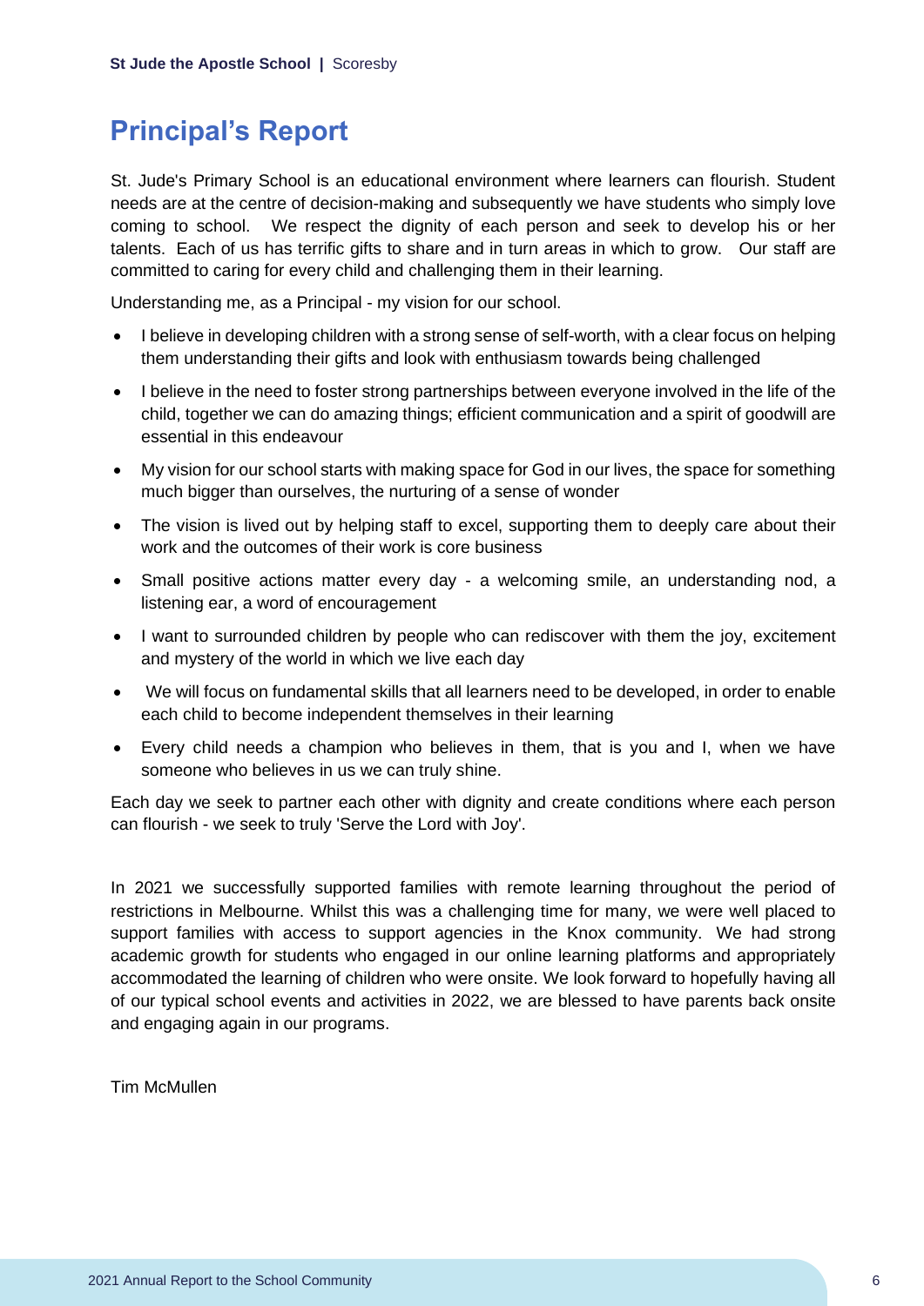# Principal's Report

St. Jude's Primary School is an educational environment where learners can flourish. Student needs are at the centre of decision-making and subsequently we have students who simply love coming to school. We respect the dignity of each person and seek to develop his or her talents. Each of us has terrific gifts to share and in turn areas in which to grow. Our staff are committed to caring for every child and challenging them in their learning.

Understanding me, as a Principal - my vision for our school.

- I believe in developing children with a strong sense of self-worth, with a clear focus on helping them understanding their gifts and look with enthusiasm towards being challenged
- I believe in the need to foster strong partnerships between everyone involved in the life of the child, together we can do amazing things; efficient communication and a spirit of goodwill are essential in this endeavour
- My vision for our school starts with making space for God in our lives, the space for something much bigger than ourselves, the nurturing of a sense of wonder
- The vision is lived out by helping staff to excel, supporting them to deeply care about their work and the outcomes of their work is core business
- Small positive actions matter every day - a welcoming smile, an understanding nod, a listening ear, a word of encouragement
- I want to surrounded children by people who can rediscover with them the joy, excitement and mystery of the world in which we live each day
- We will focus on fundamental skills that all learners need to be developed, in order to enable each child to become independent themselves in their learning
- Every child needs a champion who believes in them, that is you and I, when we have someone who believes in us we can truly shine.

Each day we seek to partner each other with dignity and create conditions where each person can flourish - we seek to truly 'Serve the Lord with Joy'.

In 2021 we successfully supported families with remote learning throughout the period of restrictions in Melbourne. Whilst this was a challenging time for many, we were well placed to support families with access to support agencies in the Knox community. We had strong academic growth for students who engaged in our online learning platforms and appropriately accommodated the learning of children who were onsite. We look forward to hopefully having all of our typical school events and activities in 2022, we are blessed to have parents back onsite and engaging again in our programs.

Tim McMullen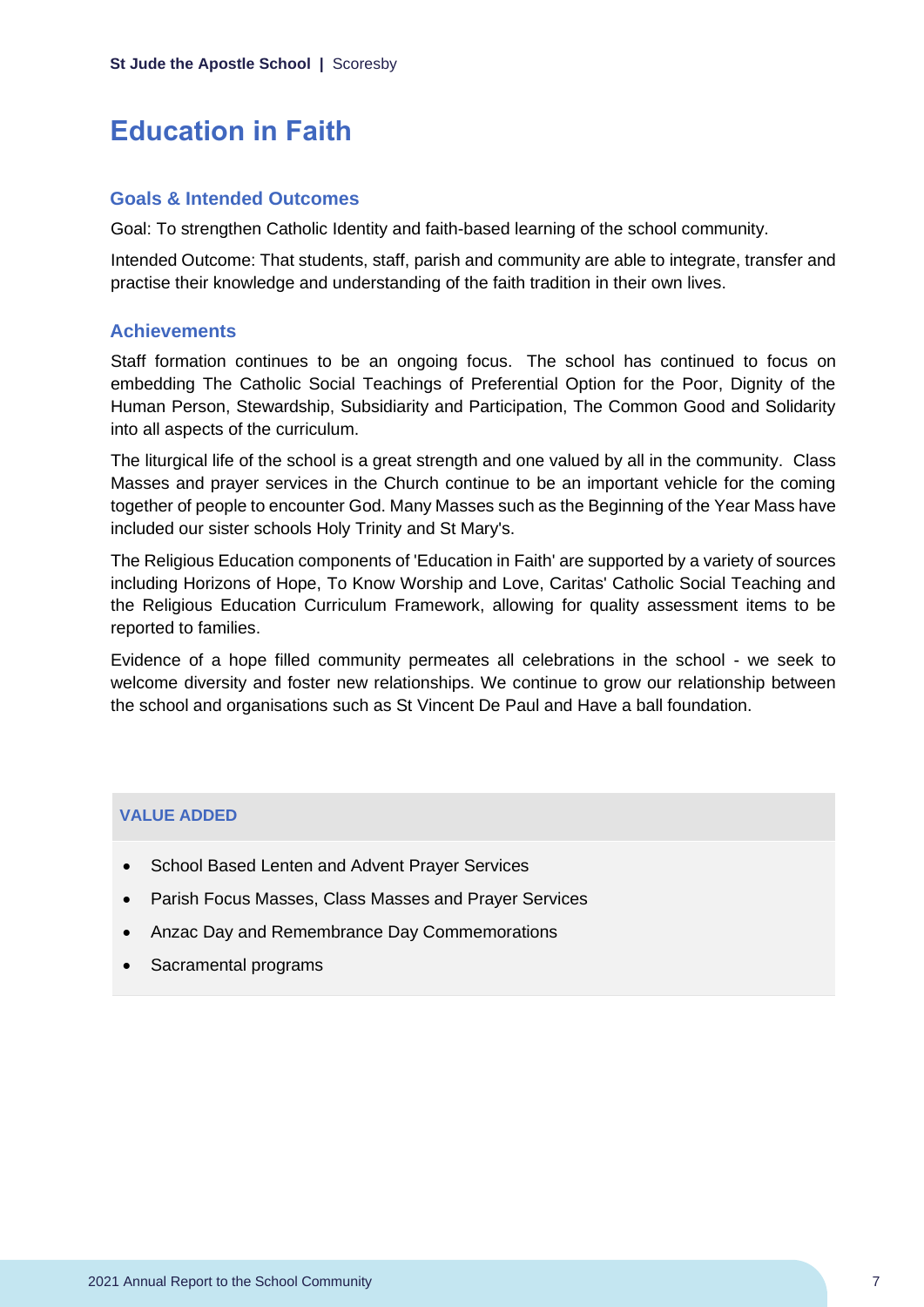# Education in Faith

## Goals & Intended Outcomes

Goal: To strengthen Catholic Identity and faith-based learning of the school community.

Intended Outcome: That students, staff, parish and community are able to integrate, transfer and practise their knowledge and understanding of the faith tradition in their own lives.

## Achievements

Staff formation continues to be an ongoing focus. The school has continued to focus on embedding The Catholic Social Teachings of Preferential Option for the Poor, Dignity of the Human Person, Stewardship, Subsidiarity and Participation, The Common Good and Solidarity into all aspects of the curriculum.

The liturgical life of the school is a great strength and one valued by all in the community. Class Masses and prayer services in the Church continue to be an important vehicle for the coming together of people to encounter God. Many Masses such as the Beginning of the Year Mass have included our sister schools Holy Trinity and St Mary's.

The Religious Education components of 'Education in Faith' are supported by a variety of sources including Horizons of Hope, To Know Worship and Love, Caritas' Catholic Social Teaching and the Religious Education Curriculum Framework, allowing for quality assessment items to be reported to families.

Evidence of a hope filled community permeates all celebrations in the school - we seek to welcome diversity and foster new relationships. We continue to grow our relationship between the school and organisations such as St Vincent De Paul and Have a ball foundation.

### VALUE ADDED

- School Based Lenten and Advent Prayer Services
- Parish Focus Masses, Class Masses and Prayer Services
- Anzac Day and Remembrance Day Commemorations
- Sacramental programs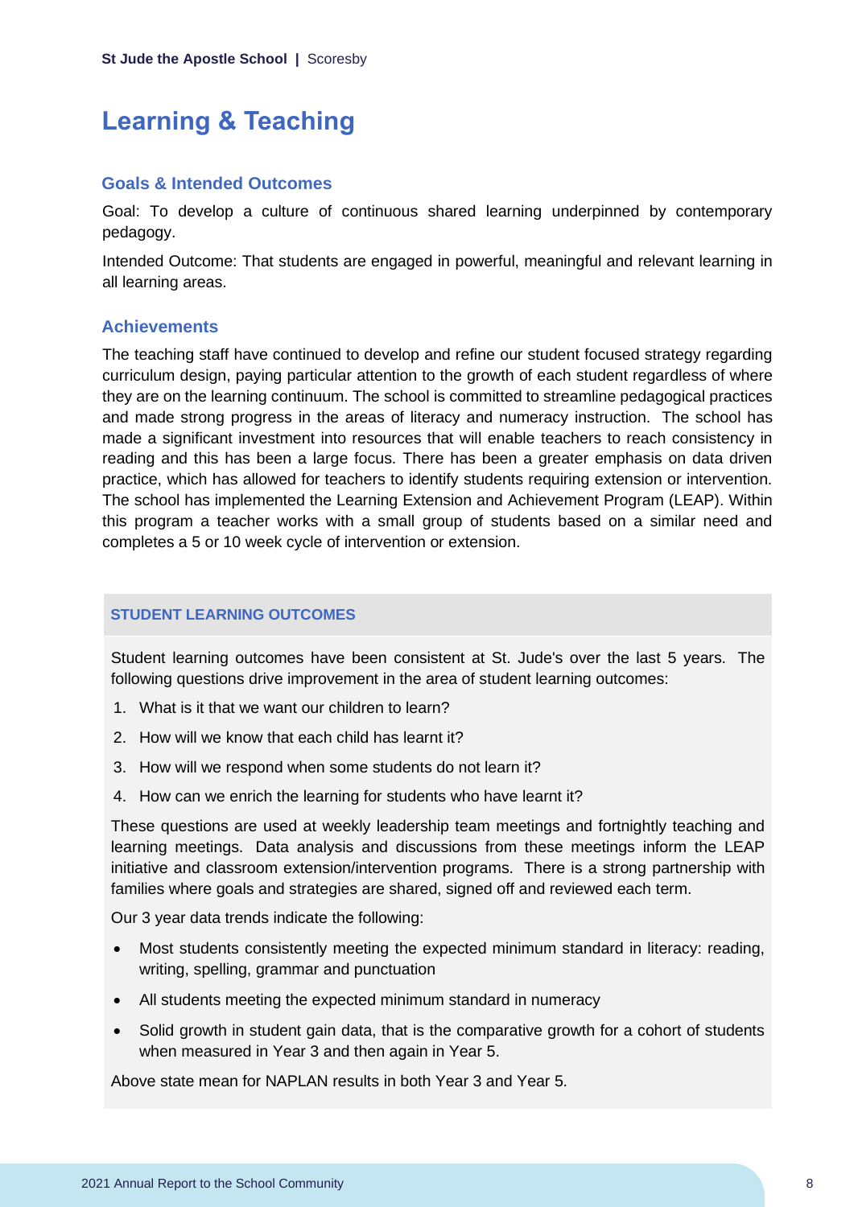# Learning & Teaching

## Goals & Intended Outcomes

Goal: To develop a culture of continuous shared learning underpinned by contemporary pedagogy.

Intended Outcome: That students are engaged in powerful, meaningful and relevant learning in all learning areas.

## Achievements

The teaching staff have continued to develop and refine our student focused strategy regarding curriculum design, paying particular attention to the growth of each student regardless of where they are on the learning continuum. The school is committed to streamline pedagogical practices and made strong progress in the areas of literacy and numeracy instruction. The school has made a significant investment into resources that will enable teachers to reach consistency in reading and this has been a large focus. There has been a greater emphasis on data driven practice, which has allowed for teachers to identify students requiring extension or intervention. The school has implemented the Learning Extension and Achievement Program (LEAP). Within this program a teacher works with a small group of students based on a similar need and completes a 5 or 10 week cycle of intervention or extension.

### STUDENT LEARNING OUTCOMES

Student learning outcomes have been consistent at St. Jude's over the last 5 years. The following questions drive improvement in the area of student learning outcomes:

1. What is it that we want our children to learn?
2. How will we know that each child has learnt it?
3. How will we respond when some students do not learn it?
4. How can we enrich the learning for students who have learnt it?

These questions are used at weekly leadership team meetings and fortnightly teaching and learning meetings. Data analysis and discussions from these meetings inform the LEAP initiative and classroom extension/intervention programs. There is a strong partnership with families where goals and strategies are shared, signed off and reviewed each term.

Our 3 year data trends indicate the following:

- Most students consistently meeting the expected minimum standard in literacy: reading, writing, spelling, grammar and punctuation
- All students meeting the expected minimum standard in numeracy
- Solid growth in student gain data, that is the comparative growth for a cohort of students when measured in Year 3 and then again in Year 5.

Above state mean for NAPLAN results in both Year 3 and Year 5.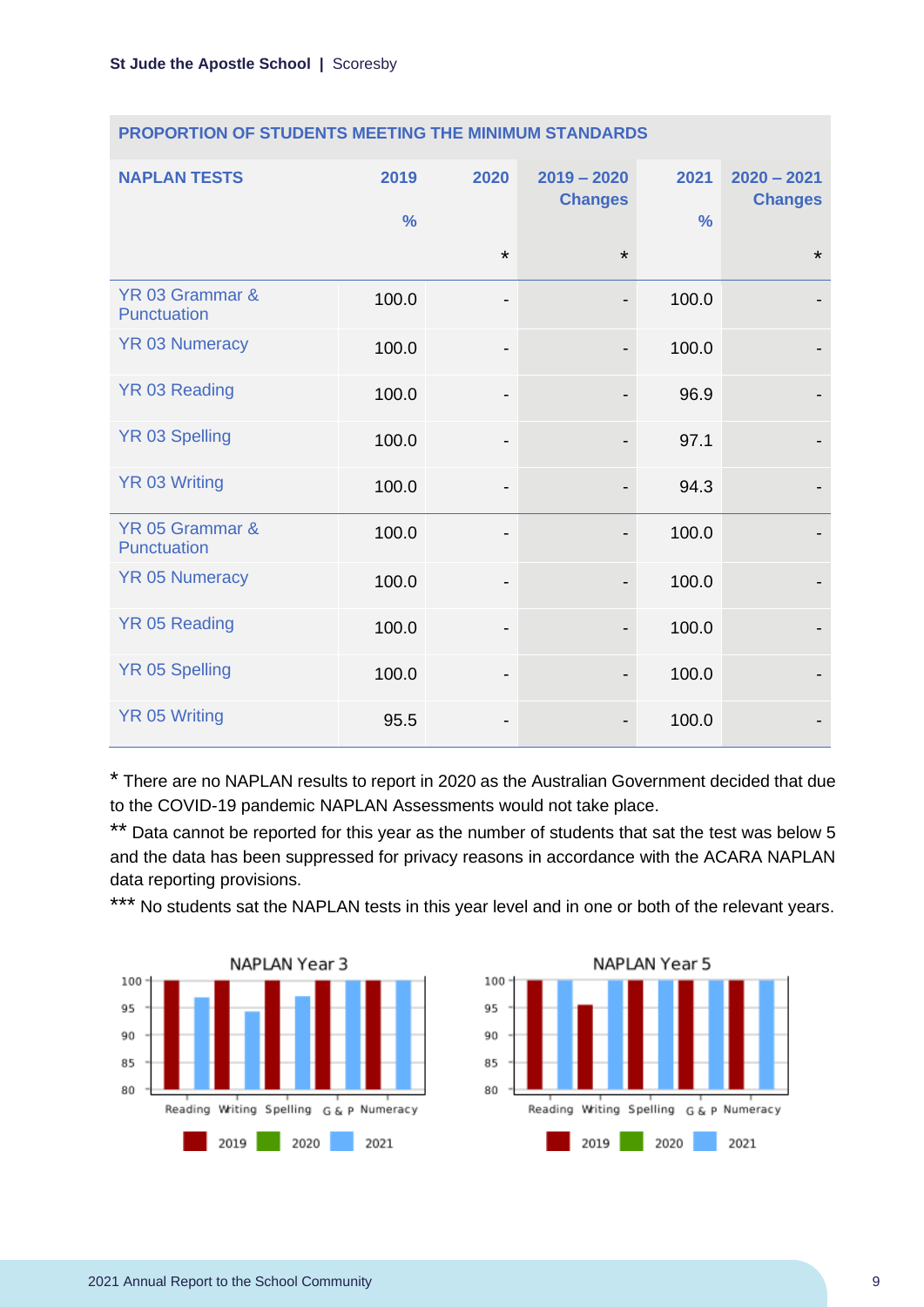| PROPORTION OF STUDENTS MEETING THE MINIMUM STANDARDS | | | | | |
|---|---|---|---|---|---|
| **NAPLAN TESTS** | **2019 %** | **2020 \*** | **2019 – 2020 Changes \*** | **2021 %** | **2020 – 2021 Changes \*** |
| YR 03 Grammar & Punctuation | 100.0 | - | - | 100.0 | - |
| YR 03 Numeracy | 100.0 | - | - | 100.0 | - |
| YR 03 Reading | 100.0 | - | - | 96.9 | - |
| YR 03 Spelling | 100.0 | - | - | 97.1 | - |
| YR 03 Writing | 100.0 | - | - | 94.3 | - |
| YR 05 Grammar & Punctuation | 100.0 | - | - | 100.0 | - |
| YR 05 Numeracy | 100.0 | - | - | 100.0 | - |
| YR 05 Reading | 100.0 | - | - | 100.0 | - |
| YR 05 Spelling | 100.0 | - | - | 100.0 | - |
| YR 05 Writing | 95.5 | - | - | 100.0 | - |

* There are no NAPLAN results to report in 2020 as the Australian Government decided that due to the COVID-19 pandemic NAPLAN Assessments would not take place.

** Data cannot be reported for this year as the number of students that sat the test was below 5 and the data has been suppressed for privacy reasons in accordance with the ACARA NAPLAN data reporting provisions.

*** No students sat the NAPLAN tests in this year level and in one or both of the relevant years.

NAPLAN Year 3

NAPLAN Year 5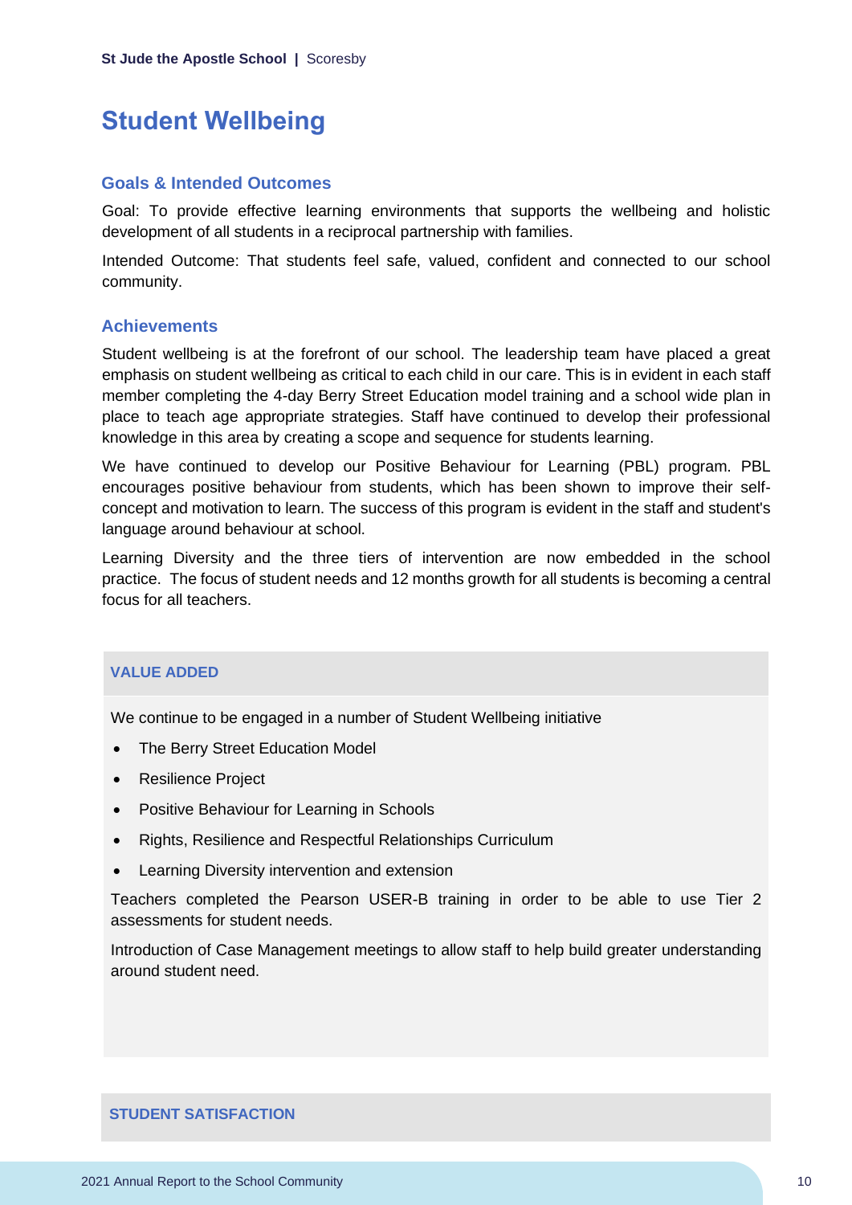# Student Wellbeing

## Goals & Intended Outcomes

Goal: To provide effective learning environments that supports the wellbeing and holistic development of all students in a reciprocal partnership with families.

Intended Outcome: That students feel safe, valued, confident and connected to our school community.

## Achievements

Student wellbeing is at the forefront of our school. The leadership team have placed a great emphasis on student wellbeing as critical to each child in our care. This is in evident in each staff member completing the 4-day Berry Street Education model training and a school wide plan in place to teach age appropriate strategies. Staff have continued to develop their professional knowledge in this area by creating a scope and sequence for students learning.

We have continued to develop our Positive Behaviour for Learning (PBL) program. PBL encourages positive behaviour from students, which has been shown to improve their self-concept and motivation to learn. The success of this program is evident in the staff and student's language around behaviour at school.

Learning Diversity and the three tiers of intervention are now embedded in the school practice. The focus of student needs and 12 months growth for all students is becoming a central focus for all teachers.

### VALUE ADDED

We continue to be engaged in a number of Student Wellbeing initiative

- The Berry Street Education Model
- Resilience Project
- Positive Behaviour for Learning in Schools
- Rights, Resilience and Respectful Relationships Curriculum
- Learning Diversity intervention and extension

Teachers completed the Pearson USER-B training in order to be able to use Tier 2 assessments for student needs.

Introduction of Case Management meetings to allow staff to help build greater understanding around student need.

### STUDENT SATISFACTION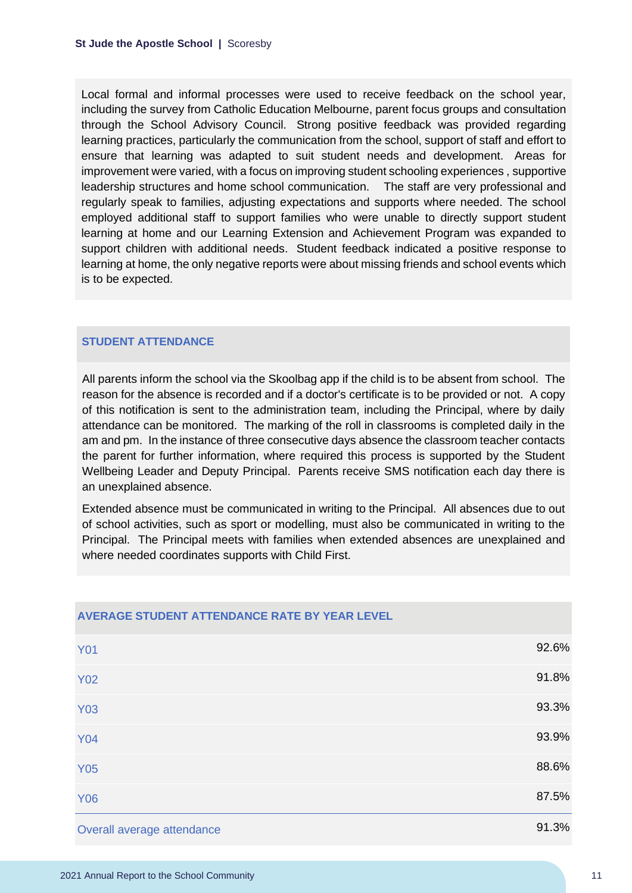Local formal and informal processes were used to receive feedback on the school year, including the survey from Catholic Education Melbourne, parent focus groups and consultation through the School Advisory Council. Strong positive feedback was provided regarding learning practices, particularly the communication from the school, support of staff and effort to ensure that learning was adapted to suit student needs and development. Areas for improvement were varied, with a focus on improving student schooling experiences , supportive leadership structures and home school communication. The staff are very professional and regularly speak to families, adjusting expectations and supports where needed. The school employed additional staff to support families who were unable to directly support student learning at home and our Learning Extension and Achievement Program was expanded to support children with additional needs. Student feedback indicated a positive response to learning at home, the only negative reports were about missing friends and school events which is to be expected.

## STUDENT ATTENDANCE

All parents inform the school via the Skoolbag app if the child is to be absent from school. The reason for the absence is recorded and if a doctor's certificate is to be provided or not. A copy of this notification is sent to the administration team, including the Principal, where by daily attendance can be monitored. The marking of the roll in classrooms is completed daily in the am and pm. In the instance of three consecutive days absence the classroom teacher contacts the parent for further information, where required this process is supported by the Student Wellbeing Leader and Deputy Principal. Parents receive SMS notification each day there is an unexplained absence.

Extended absence must be communicated in writing to the Principal. All absences due to out of school activities, such as sport or modelling, must also be communicated in writing to the Principal. The Principal meets with families when extended absences are unexplained and where needed coordinates supports with Child First.

| AVERAGE STUDENT ATTENDANCE RATE BY YEAR LEVEL | |
|---|---|
| Y01 | 92.6% |
| Y02 | 91.8% |
| Y03 | 93.3% |
| Y04 | 93.9% |
| Y05 | 88.6% |
| Y06 | 87.5% |
| Overall average attendance | 91.3% |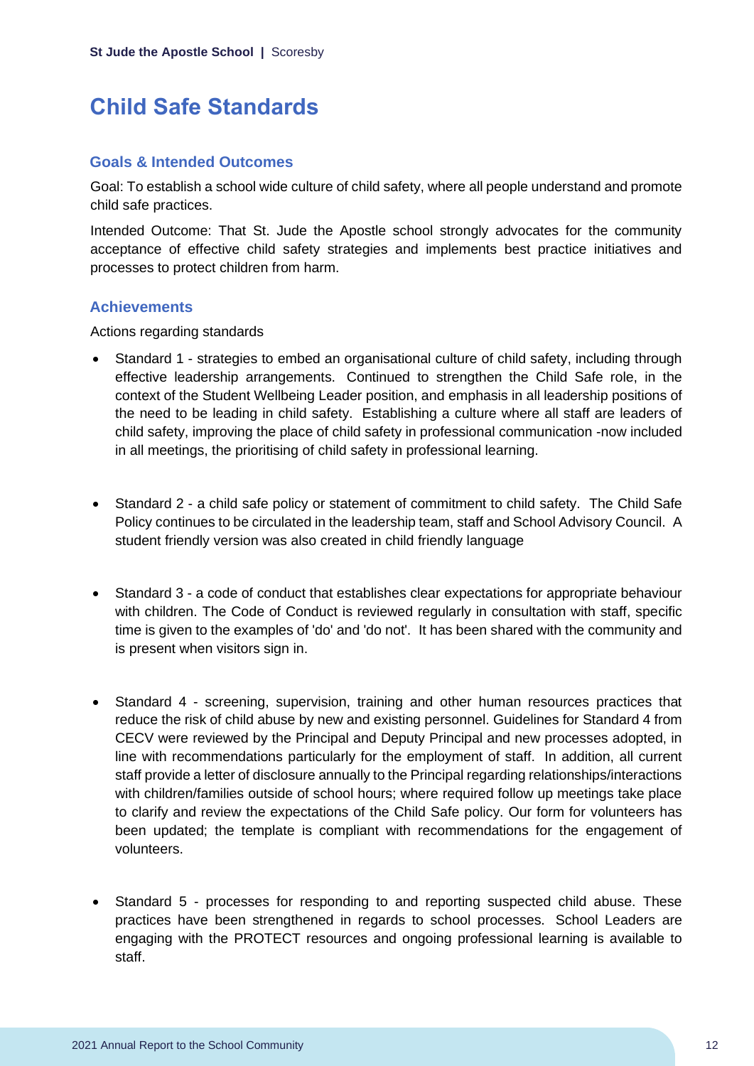# Child Safe Standards

## Goals & Intended Outcomes

Goal: To establish a school wide culture of child safety, where all people understand and promote child safe practices.

Intended Outcome: That St. Jude the Apostle school strongly advocates for the community acceptance of effective child safety strategies and implements best practice initiatives and processes to protect children from harm.

## Achievements

Actions regarding standards

- Standard 1 - strategies to embed an organisational culture of child safety, including through effective leadership arrangements. Continued to strengthen the Child Safe role, in the context of the Student Wellbeing Leader position, and emphasis in all leadership positions of the need to be leading in child safety. Establishing a culture where all staff are leaders of child safety, improving the place of child safety in professional communication -now included in all meetings, the prioritising of child safety in professional learning.

- Standard 2 - a child safe policy or statement of commitment to child safety. The Child Safe Policy continues to be circulated in the leadership team, staff and School Advisory Council. A student friendly version was also created in child friendly language

- Standard 3 - a code of conduct that establishes clear expectations for appropriate behaviour with children. The Code of Conduct is reviewed regularly in consultation with staff, specific time is given to the examples of 'do' and 'do not'. It has been shared with the community and is present when visitors sign in.

- Standard 4 - screening, supervision, training and other human resources practices that reduce the risk of child abuse by new and existing personnel. Guidelines for Standard 4 from CECV were reviewed by the Principal and Deputy Principal and new processes adopted, in line with recommendations particularly for the employment of staff. In addition, all current staff provide a letter of disclosure annually to the Principal regarding relationships/interactions with children/families outside of school hours; where required follow up meetings take place to clarify and review the expectations of the Child Safe policy. Our form for volunteers has been updated; the template is compliant with recommendations for the engagement of volunteers.

- Standard 5 - processes for responding to and reporting suspected child abuse. These practices have been strengthened in regards to school processes. School Leaders are engaging with the PROTECT resources and ongoing professional learning is available to staff.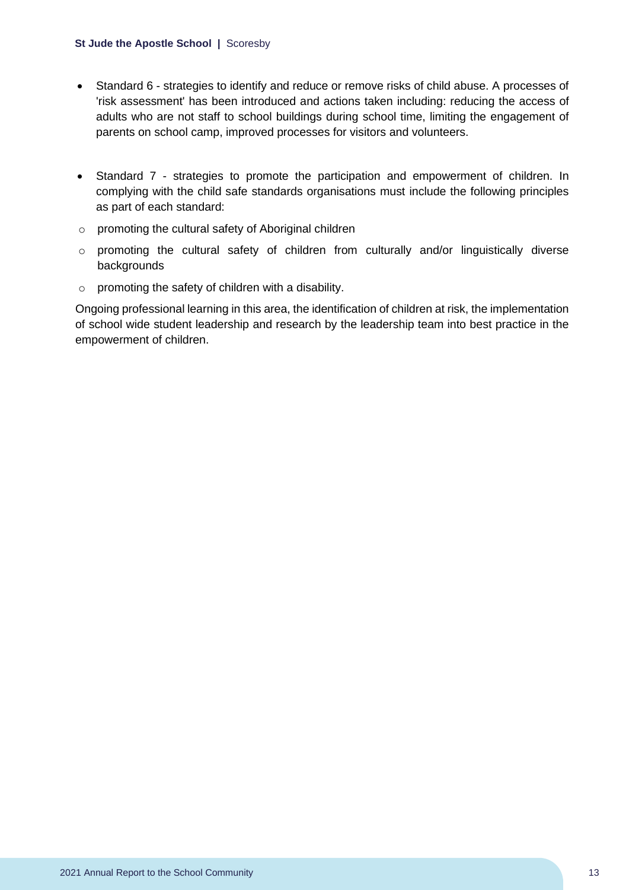- Standard 6 - strategies to identify and reduce or remove risks of child abuse. A processes of 'risk assessment' has been introduced and actions taken including: reducing the access of adults who are not staff to school buildings during school time, limiting the engagement of parents on school camp, improved processes for visitors and volunteers.

- Standard 7 - strategies to promote the participation and empowerment of children. In complying with the child safe standards organisations must include the following principles as part of each standard:
  - promoting the cultural safety of Aboriginal children
  - promoting the cultural safety of children from culturally and/or linguistically diverse backgrounds
  - promoting the safety of children with a disability.

Ongoing professional learning in this area, the identification of children at risk, the implementation of school wide student leadership and research by the leadership team into best practice in the empowerment of children.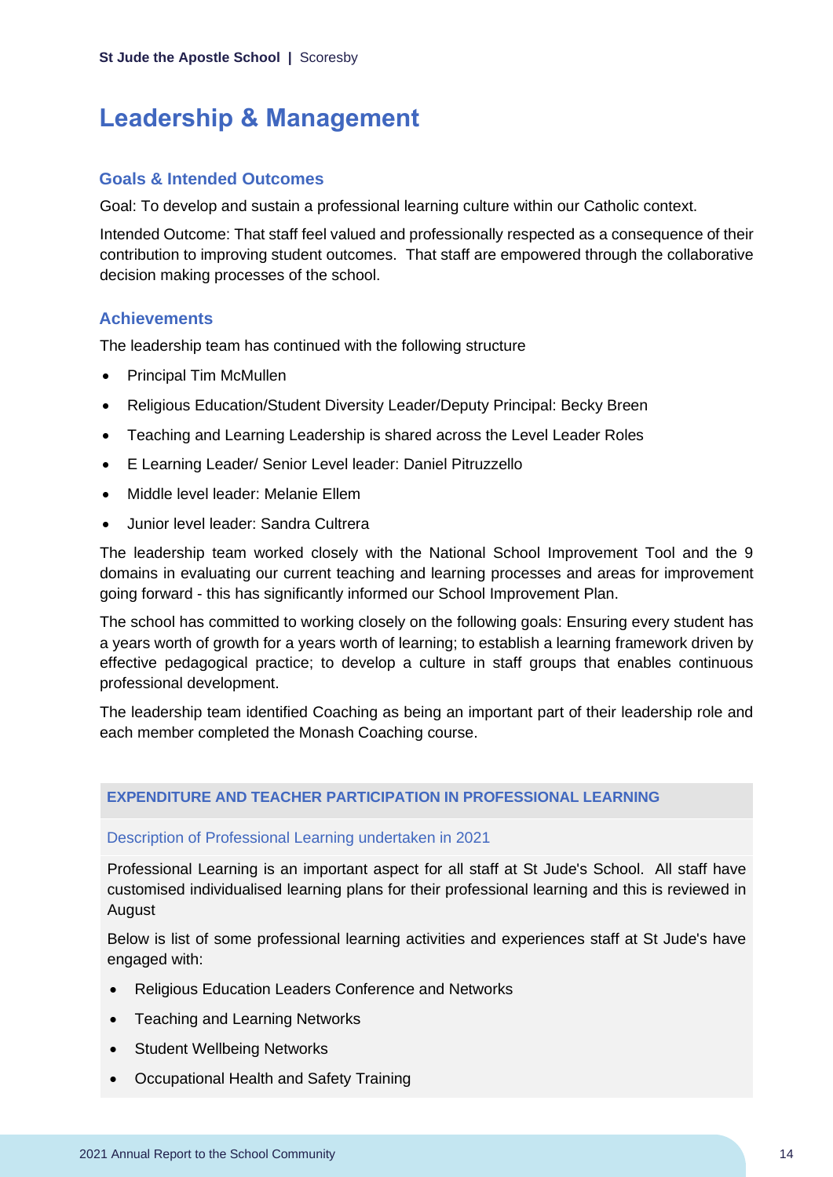# Leadership & Management

## Goals & Intended Outcomes

Goal: To develop and sustain a professional learning culture within our Catholic context.

Intended Outcome: That staff feel valued and professionally respected as a consequence of their contribution to improving student outcomes. That staff are empowered through the collaborative decision making processes of the school.

## Achievements

The leadership team has continued with the following structure

- Principal Tim McMullen
- Religious Education/Student Diversity Leader/Deputy Principal: Becky Breen
- Teaching and Learning Leadership is shared across the Level Leader Roles
- E Learning Leader/ Senior Level leader: Daniel Pitruzzello
- Middle level leader: Melanie Ellem
- Junior level leader: Sandra Cultrera

The leadership team worked closely with the National School Improvement Tool and the 9 domains in evaluating our current teaching and learning processes and areas for improvement going forward - this has significantly informed our School Improvement Plan.

The school has committed to working closely on the following goals: Ensuring every student has a years worth of growth for a years worth of learning; to establish a learning framework driven by effective pedagogical practice; to develop a culture in staff groups that enables continuous professional development.

The leadership team identified Coaching as being an important part of their leadership role and each member completed the Monash Coaching course.

### EXPENDITURE AND TEACHER PARTICIPATION IN PROFESSIONAL LEARNING

#### Description of Professional Learning undertaken in 2021

Professional Learning is an important aspect for all staff at St Jude's School. All staff have customised individualised learning plans for their professional learning and this is reviewed in August

Below is list of some professional learning activities and experiences staff at St Jude's have engaged with:

- Religious Education Leaders Conference and Networks
- Teaching and Learning Networks
- Student Wellbeing Networks
- Occupational Health and Safety Training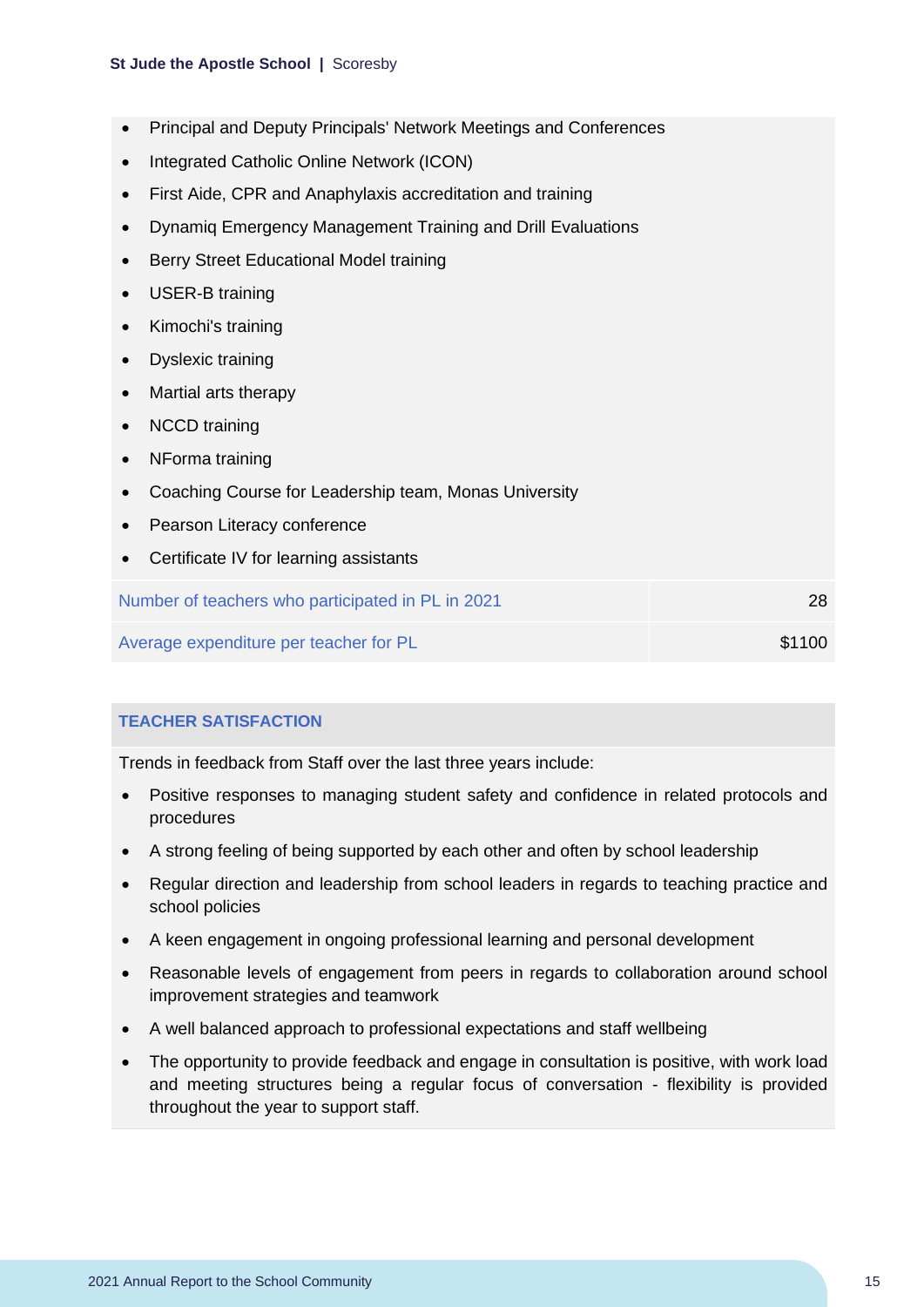- Principal and Deputy Principals' Network Meetings and Conferences
- Integrated Catholic Online Network (ICON)
- First Aide, CPR and Anaphylaxis accreditation and training
- Dynamiq Emergency Management Training and Drill Evaluations
- Berry Street Educational Model training
- USER-B training
- Kimochi's training
- Dyslexic training
- Martial arts therapy
- NCCD training
- NForma training
- Coaching Course for Leadership team, Monas University
- Pearson Literacy conference
- Certificate IV for learning assistants

| | |
|---|---|
| Number of teachers who participated in PL in 2021 | 28 |
| Average expenditure per teacher for PL | $1100 |

## TEACHER SATISFACTION

Trends in feedback from Staff over the last three years include:

- Positive responses to managing student safety and confidence in related protocols and procedures
- A strong feeling of being supported by each other and often by school leadership
- Regular direction and leadership from school leaders in regards to teaching practice and school policies
- A keen engagement in ongoing professional learning and personal development
- Reasonable levels of engagement from peers in regards to collaboration around school improvement strategies and teamwork
- A well balanced approach to professional expectations and staff wellbeing
- The opportunity to provide feedback and engage in consultation is positive, with work load and meeting structures being a regular focus of conversation - flexibility is provided throughout the year to support staff.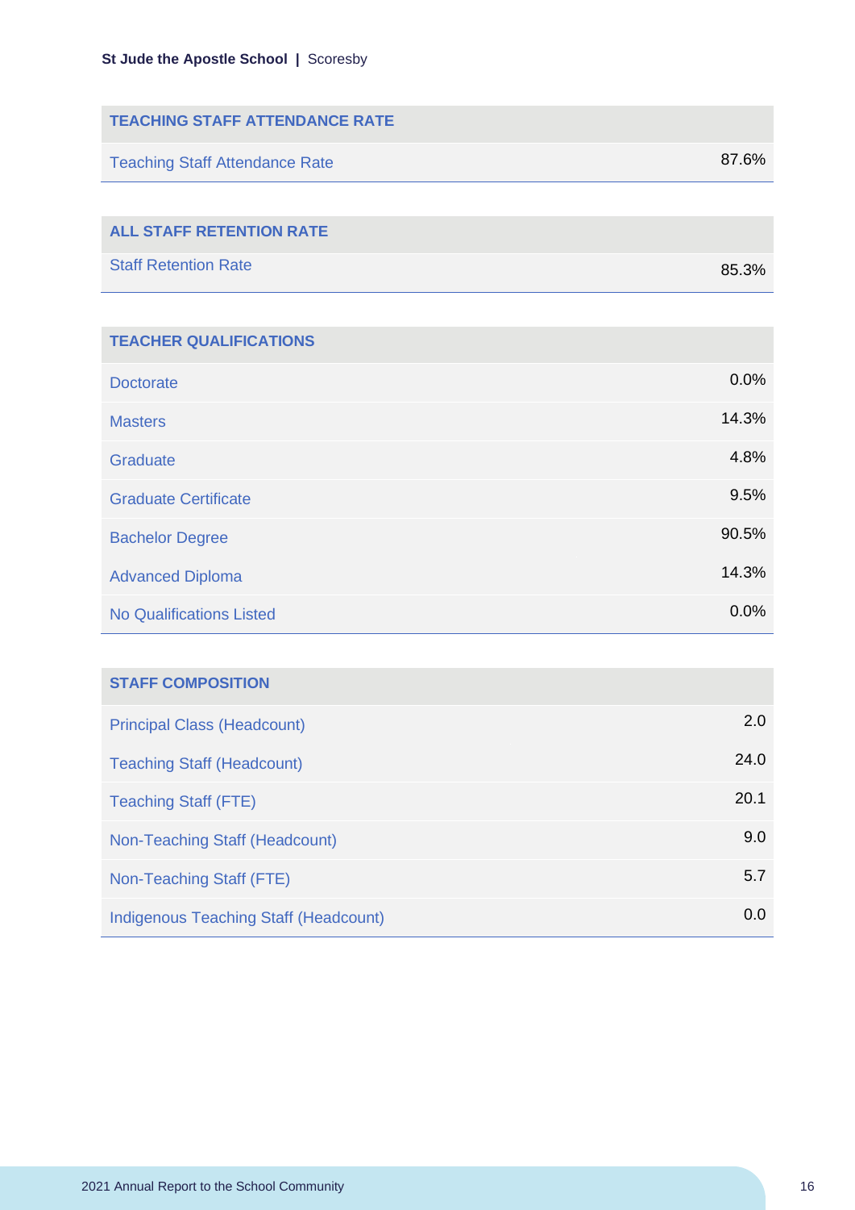| TEACHING STAFF ATTENDANCE RATE | |
|---|---|
| Teaching Staff Attendance Rate | 87.6% |

| ALL STAFF RETENTION RATE | |
|---|---|
| Staff Retention Rate | 85.3% |

| TEACHER QUALIFICATIONS | |
|---|---|
| Doctorate | 0.0% |
| Masters | 14.3% |
| Graduate | 4.8% |
| Graduate Certificate | 9.5% |
| Bachelor Degree | 90.5% |
| Advanced Diploma | 14.3% |
| No Qualifications Listed | 0.0% |

| STAFF COMPOSITION | |
|---|---|
| Principal Class (Headcount) | 2.0 |
| Teaching Staff (Headcount) | 24.0 |
| Teaching Staff (FTE) | 20.1 |
| Non-Teaching Staff (Headcount) | 9.0 |
| Non-Teaching Staff (FTE) | 5.7 |
| Indigenous Teaching Staff (Headcount) | 0.0 |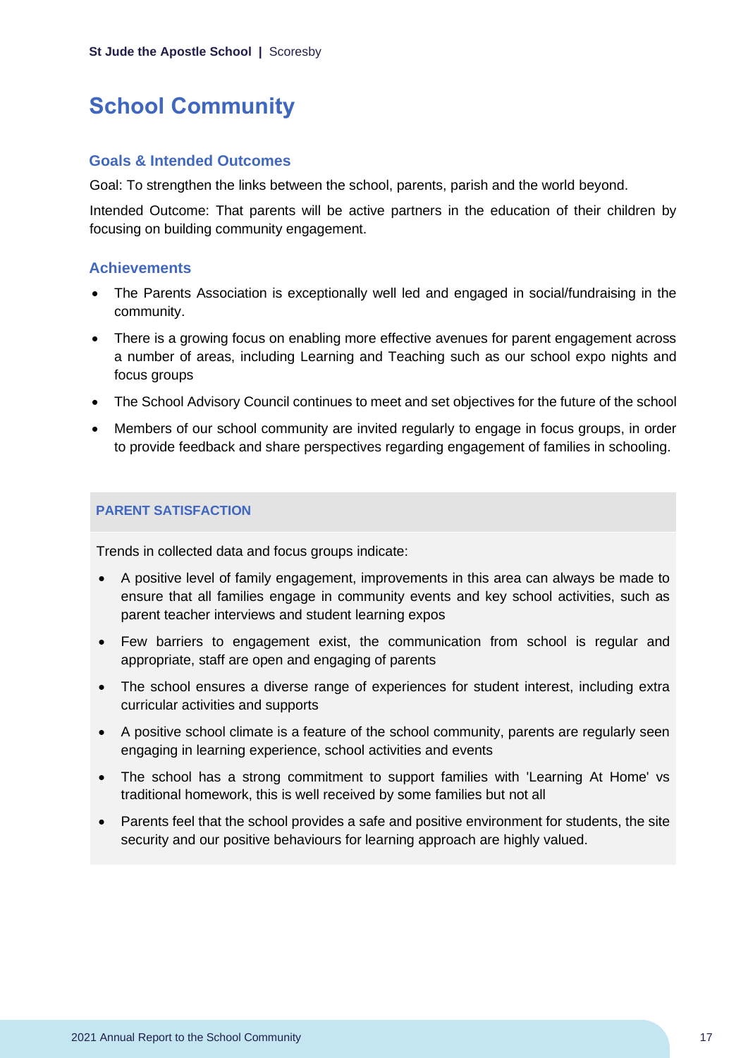# School Community

## Goals & Intended Outcomes

Goal: To strengthen the links between the school, parents, parish and the world beyond.

Intended Outcome: That parents will be active partners in the education of their children by focusing on building community engagement.

## Achievements

- The Parents Association is exceptionally well led and engaged in social/fundraising in the community.
- There is a growing focus on enabling more effective avenues for parent engagement across a number of areas, including Learning and Teaching such as our school expo nights and focus groups
- The School Advisory Council continues to meet and set objectives for the future of the school
- Members of our school community are invited regularly to engage in focus groups, in order to provide feedback and share perspectives regarding engagement of families in schooling.

### PARENT SATISFACTION

Trends in collected data and focus groups indicate:

- A positive level of family engagement, improvements in this area can always be made to ensure that all families engage in community events and key school activities, such as parent teacher interviews and student learning expos
- Few barriers to engagement exist, the communication from school is regular and appropriate, staff are open and engaging of parents
- The school ensures a diverse range of experiences for student interest, including extra curricular activities and supports
- A positive school climate is a feature of the school community, parents are regularly seen engaging in learning experience, school activities and events
- The school has a strong commitment to support families with 'Learning At Home' vs traditional homework, this is well received by some families but not all
- Parents feel that the school provides a safe and positive environment for students, the site security and our positive behaviours for learning approach are highly valued.